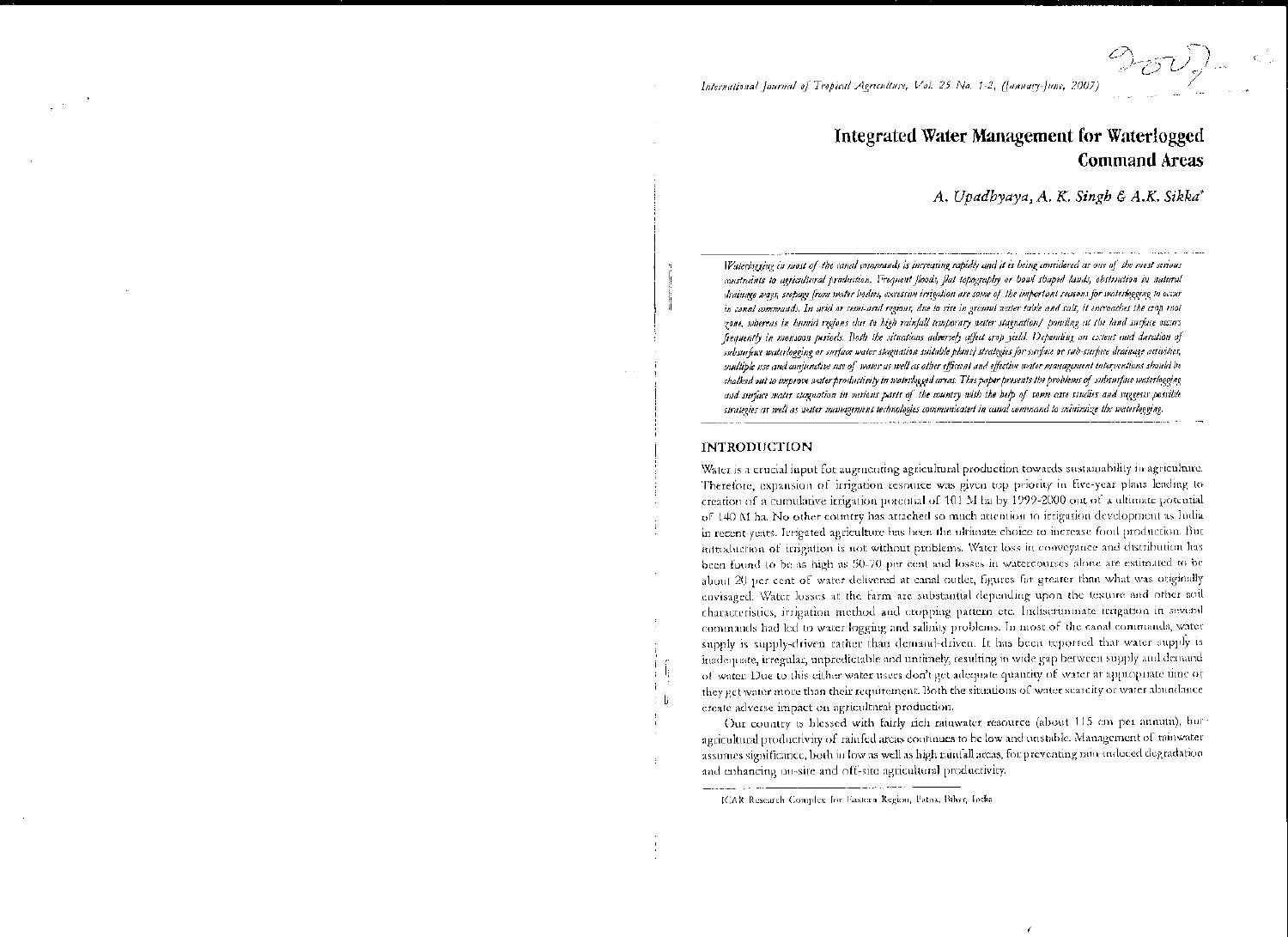# Integrated Water Management for Waterlogged Command Areas

*A. Upadhyaya, A. K. Singh & A.K. Sikka*[*]

*Waterlogging in most of the canal commands is increasing rapidly and it is being considered as one of the most serious constraints to agricultural production. Frequent floods, flat topography or bowl shaped lands, obstruction in natural drainage ways, seepage from water bodies, excessive irrigation are some of the important reasons for waterlogging to occur in canal commands. In arid or semi-arid regions, due to rise in ground water table and salt, it encroaches the crop root zone, whereas in humid regions due to high rainfall temporary water stagnation/ ponding at the land surface occurs frequently in monsoon periods. Both the situations adversely affect crop yield. Depending on extent and duration of subsurface waterlogging or surface water stagnation suitable plans/ strategies for surface or sub-surface drainage activities, multiple use and conjunctive use of water as well as other efficient and effective water management interventions should be chalked out to improve water productivity in waterlogged areas. This paper presents the problems of subsurface waterlogging and surface water stagnation in various parts of the country with the help of some case studies and suggests possible strategies as well as water management technologies communicated in canal command to minimize the waterlogging.*

## INTRODUCTION

Water is a crucial input for augmenting agricultural production towards sustainability in agriculture. Therefore, expansion of irrigation resource was given top priority in five-year plans leading to creation of a cumulative irrigation potential of 101 M ha by 1999-2000 out of a ultimate potential of 140 M ha. No other country has attached so much attention to irrigation development as India in recent years. Irrigated agriculture has been the ultimate choice to increase food production. But introduction of irrigation is not without problems. Water loss in conveyance and distribution has been found to be as high as 50-70 per cent and losses in watercourses alone are estimated to be about 20 per cent of water delivered at canal outlet, figures far greater than what was originally envisaged. Water losses at the farm are substantial depending upon the texture and other soil characteristics, irrigation method and cropping pattern etc. Indiscriminate irrigation in several commands had led to water logging and salinity problems. In most of the canal commands, water supply is supply-driven rather than demand-driven. It has been reported that water supply is inadequate, irregular, unpredictable and untimely, resulting in wide gap between supply and demand of water. Due to this either water users don't get adequate quantity of water at appropriate time or they get water more than their requirement. Both the situations of water scarcity or water abundance create adverse impact on agricultural production.

Our country is blessed with fairly rich rainwater resource (about 115 cm per annum), but agricultural productivity of rainfed areas continues to be low and unstable. Management of rainwater assumes significance, both in low as well as high rainfall areas, for preventing rain induced degradation and enhancing on-site and off-site agricultural productivity.

[*] ICAR Research Complex for Eastern Region, Patna, Bihar, India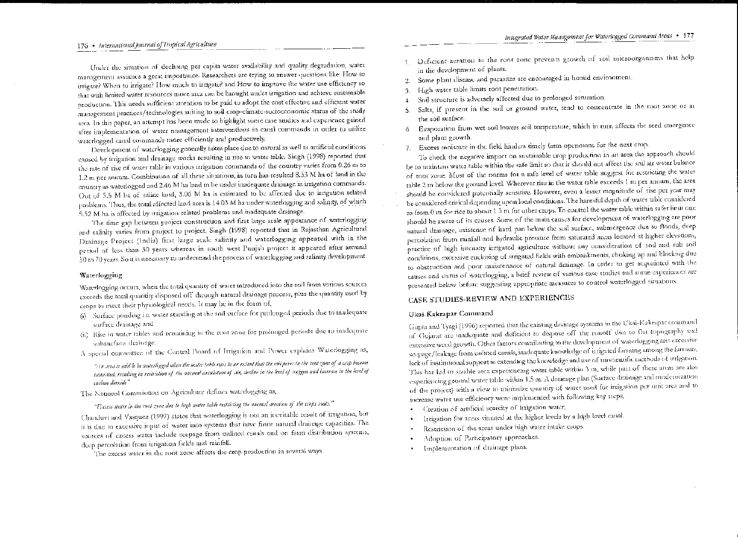Under the situation of declining per capita water availability and quality degradation, water management assumes a great importance. Researchers are trying to answer questions like: How to irrigate? When to irrigate? How much to irrigate? and How to improve the water use efficiency so that with limited water resources more area can be brought under irrigation and achieve sustainable production. This needs sufficient attention to be paid to adopt the cost effective and efficient water management practices/technologies suiting to soil-crop-climate-socioeconomic status of the study area. In this paper, an attempt has been made to highlight some case studies and experience gained after implementation of water management interventions in canal commands in order to utilize waterlogged canal commands more efficiently and productively.

Development of waterlogging generally takes place due to natural as well as artificial conditions caused by irrigation and drainage works resulting in rise in water table. Singh (1998) reported that the rate of rise of water table in various irrigation commands of the country varies from 0.26 m to 1.2 m per annum. Combination of all these situations, in turn has resulted 8.53 M ha of land in the country as waterlogged and 2.46 M ha land to be under inadequate drainage in irrigation commands. Out of 5.5 M ha of saline land, 3.06 M ha is estimated to be affected due to irrigation related problems. Thus, the total affected land area is 14.03 M ha under waterlogging and salinity, of which 5.52 M ha is affected by irrigation related problems and inadequate drainage.

The time gap between project construction and first large scale appearance of waterlogging and salinity varies from project to project. Singh (1998) reported that in Rajasthan Agricultural Drainage Project (India) first large scale salinity and waterlogging appeared with in the period of less than 30 years whereas in south west Punjab project it appeared after around 50 to 70 years. So it is necessary to understand the process of waterlogging and salinity development.

## Waterlogging

Waterlogging occurs, when the total quantity of water introduced into the soil from various sources exceeds the total quantity disposed off through natural drainage process, plus the quantity used by crops to meet their physiological needs. It may be in the form of,

(i) Surface ponding i.e. water standing at the soil surface for prolonged periods due to inadequate surface drainage and

(ii) Rise in water tables and remaining in the root zone for prolonged periods due to inadequate subsurface drainage.

A special committee of the Central Board of Irrigation and Power explains Waterlogging as,

> *"An area is said to be waterlogged when the water table rises to an extent that the soil pores in the root zone of a crop become saturated, resulting in restriction of the normal circulation of air, decline in the level of oxygen and increase in the level of carbon dioxide"*

The National Commission on Agriculture defines waterlogging as,

> *"Excess water in the root zone due to high water table restricting the normal aeration of the crops roots."*

Chanduvi and Vasquez (1997) states that waterlogging is not an inevitable result of irrigation, but it is due to excessive input of water into systems that have finite natural drainage capacities. The sources of excess water include seepage from unlined canals and on farm distribution systems, deep percolation from irrigation fields and rainfall.

The excess water in the root zone affects the crop production in several ways.

1. Deficient aeration in the root zone prevents growth of soil microorganisms that help in the development of plants.
2. Some plant disease and parasites are encouraged in humid environment.
3. High water table limits root penetration.
4. Soil structure is adversely affected due to prolonged saturation.
5. Salts, if present in the soil or ground water, tend to concentrate in the root zone or at the soil surface.
6. Evaporation from wet soil lowers soil temperature, which in turn affects the seed emergence and plant growth.
7. Excess moisture in the field hinders timely farm operations for the next crop.

To check the negative impact on sustainable crop production in an area the approach should be to maintain water table within the safe limit so that it should not affect the soil air water balance of root zone. Most of the norms for a safe level of water table suggest for restricting the water table 2 m below the ground level. Wherever rise in the water table exceeds 1 m per annum, the area should be considered potentially sensitive. However, even a lesser magnitude of rise per year may be considered critical depending upon local conditions. The harmful depth of water table considered as from 0 m for rice to about 1.5 m for other crops. To control the water table within safer limit one should be aware of its causes. Some of the main causes for development of waterlogging are poor natural drainage, existence of hard pan below the soil surface, submergence due to floods, deep percolation from rainfall and hydraulic pressure from saturated areas located at higher elevations, practice of high intensity irrigated agriculture without any consideration of soil and sub soil conditions, excessive enclosing of irrigated fields with embankments, choking up and blocking due to obstruction and poor maintenance of natural drainage. In order to get acquainted with the causes and status of waterlogging, a brief review of various case studies and some experiences are presented below before suggesting appropriate measures to control waterlogged situations.

## CASE STUDIES-REVIEW AND EXPERIENCES

### Ukai-Kakrapar Command

Gupta and Tyagi (1996) reported that the existing drainage systems in the Ukai-Kakrapar command of Gujarat are inadequate and deficient to dispose off the runoff due to flat topography and excessive weed growth. Other factors contributing to the development of waterlogging are: excessive seepage/leakage from unlined canals, inadequate knowledge of irrigated farming among the farmers, lack of institutional support in extending the knowledge and use of unscientific methods of irrigation. This has led to sizable area experiencing water table within 3 m, while part of these areas are also experiencing ground water table within 1.5 m. A drainage plan (Surface drainage and modernization of the project) with a view to minimize quantity of water used for irrigation per unit area and to increase water use efficiency were implemented with following key steps,

- Creation of artificial scarcity of irrigation water,
- Irrigation for areas situated at the higher levels by a high level canal.
- Restriction of the areas under high water intake crops.
- Adoption of Participatory approaches.
- Implementation of drainage plans.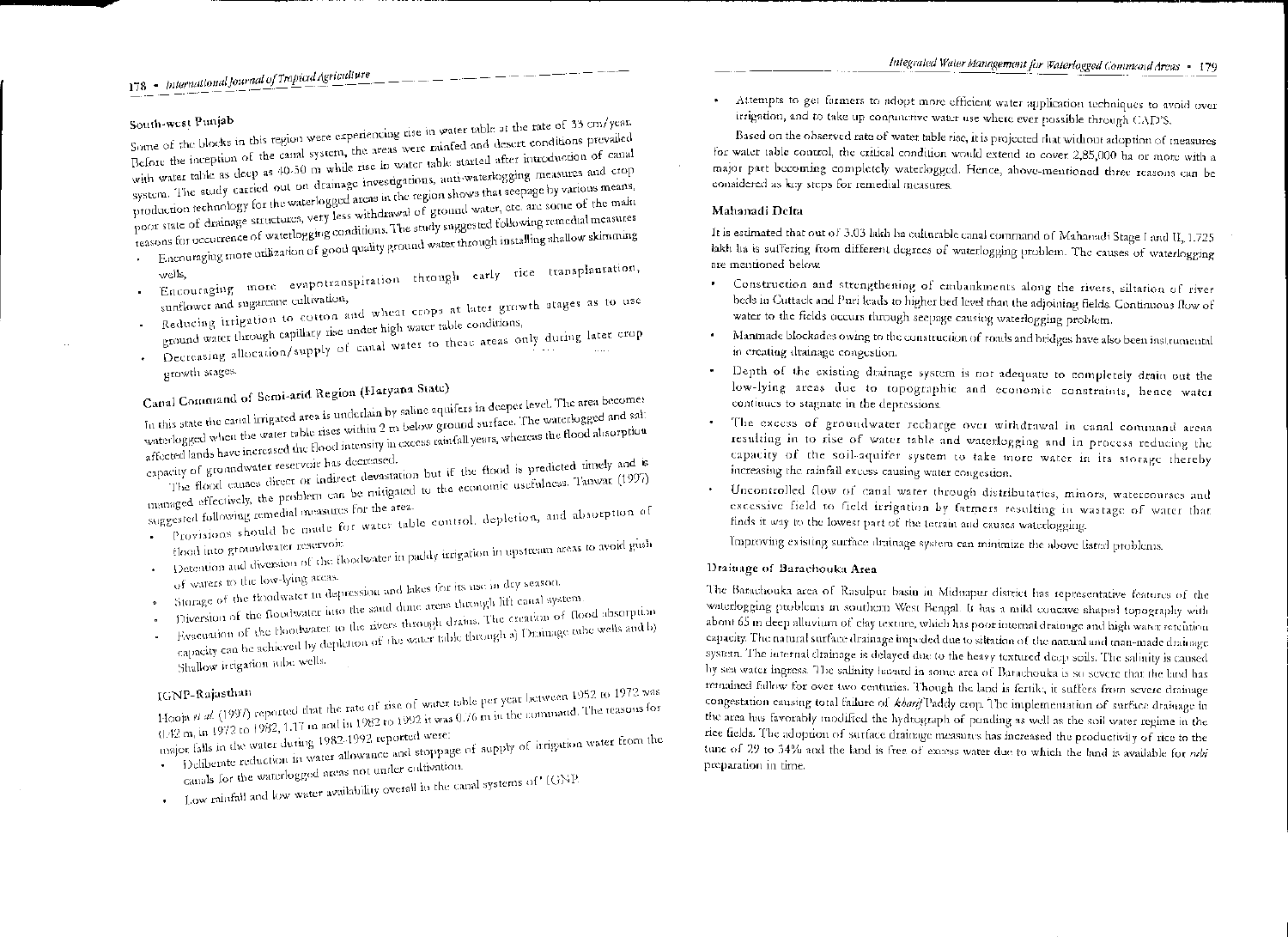## South-west Punjab

Some of the blocks in this region were experiencing rise in water table at the rate of 33 cm/year. Before the inception of the canal system, the areas were rainfed and desert conditions prevailed with water table as deep as 40-50 m while rise in water table started after introduction of canal system. The study carried out on drainage investigations, anti-waterlogging measures and crop production technology for the waterlogged areas in the region shows that seepage by various means, poor state of drainage structures, very less withdrawal of ground water, etc. are some of the main reasons for occurrence of waterlogging conditions. The study suggested following remedial measures

- Encouraging more utilization of good quality ground water through installing shallow skimming wells,
- Encouraging more evapotranspiration through early rice transplantation, sunflower and sugarcane cultivation,
- Reducing irrigation to cotton and wheat crops at later growth stages as to use ground water through capillary rise under high water table conditions,
- Decreasing allocation/supply of canal water to these areas only during later crop growth stages.

## Canal Command of Semi-arid Region (Haryana State)

In this state the canal irrigated area is underlain by saline aquifers in deeper level. The area becomes waterlogged when the water table rises within 2 m below ground surface. The waterlogged and salt affected lands have increased the flood intensity in excess rainfall years, whereas the flood absorption capacity of groundwater reservoir has decreased.

The flood causes direct or indirect devastation but if the flood is predicted timely and is managed effectively, the problem can be mitigated to the economic usefulness. Tanwar (1997) suggested following remedial measures for the area.

- Provisions should be made for water table control, depletion, and absorption of flood into groundwater reservoir.
- Detention and diversion of the floodwater in paddy irrigation in upstream areas to avoid gush of waters to the low-lying areas.
- Storage of the floodwater in depression and lakes for its use in dry season.
- Diversion of the floodwater into the sand dune areas through lift canal system
- Evacuation of the floodwater to the rivers through drains. The creation of flood absorption capacity can be achieved by depletion of the water table through a) Drainage tube wells and b) Shallow irrigation tube wells.

## IGNP-Rajasthan

Hooja *et al.* (1997) reported that the rate of rise of water table per year between 1952 to 1972 was 0.42 m, in 1972 to 1982, 1.17 m and in 1982 to 1992 it was 0.76 m in the command. The reasons for major falls in the water during 1982-1992 reported were:

- Deliberate reduction in water allowance and stoppage of supply of irrigation water from the canals for the waterlogged areas not under cultivation.
- Low rainfall and low water availability overall in the canal systems of' IGNP.
- Attempts to get farmers to adopt more efficient water application techniques to avoid over irrigation, and to take up conjunctive water use where ever possible through CAD'S.

Based on the observed rate of water table rise, it is projected that without adoption of measures for water table control, the critical condition would extend to cover 2,85,000 ha or more with a major part becoming completely waterlogged. Hence, above-mentioned three reasons can be considered as key steps for remedial measures.

## Mahanadi Delta

It is estimated that out of 3.03 lakh ha culturable canal command of Mahanadi Stage I and II, 1.725 lakh ha is suffering from different degrees of waterlogging problem. The causes of waterlogging are mentioned below.

- Construction and strengthening of embankments along the rivers, siltation of river beds in Cuttack and Puri leads to higher bed level than the adjoining fields. Continuous flow of water to the fields occurs through seepage causing waterlogging problem.
- Manmade blockades owing to the construction of roads and bridges have also been instrumental in creating drainage congestion.
- Depth of the existing drainage system is not adequate to completely drain out the low-lying areas due to topographic and economic constraints, hence water continues to stagnate in the depressions.
- The excess of groundwater recharge over withdrawal in canal command areas resulting in to rise of water table and waterlogging and in process reducing the capacity of the soil-aquifer system to take more water in its storage thereby increasing the rainfall excess causing water congestion.
- Uncontrolled flow of canal water through distributaries, minors, watercourses and excessive field to field irrigation by farmers resulting in wastage of water that finds it way to the lowest part of the terrain and causes waterlogging.

Improving existing surface drainage system can minimize the above listed problems.

## Drainage of Barachouka Area

The Barachouka area of Rasulpur basin in Midnapur district has representative features of the waterlogging problems in southern West Bengal. It has a mild concave shaped topography with about 65 m deep alluvium of clay texture, which has poor internal drainage and high water retention capacity. The natural surface drainage impeded due to siltation of the natural and man-made drainage system. The internal drainage is delayed due to the heavy textured deep soils. The salinity is caused by sea water ingress. The salinity hazard in some area of Barachouka is so severe that the land has remained fallow for over two centuries. Though the land is fertile, it suffers from severe drainage congestation causing total failure of *kharif* Paddy crop. The implementation of surface drainage in the area has favorably modified the hydrograph of ponding as well as the soil water regime in the rice fields. The adoption of surface drainage measures has increased the productivity of rice to the tune of 29 to 34% and the land is free of excess water due to which the land is available for *rabi* preparation in time.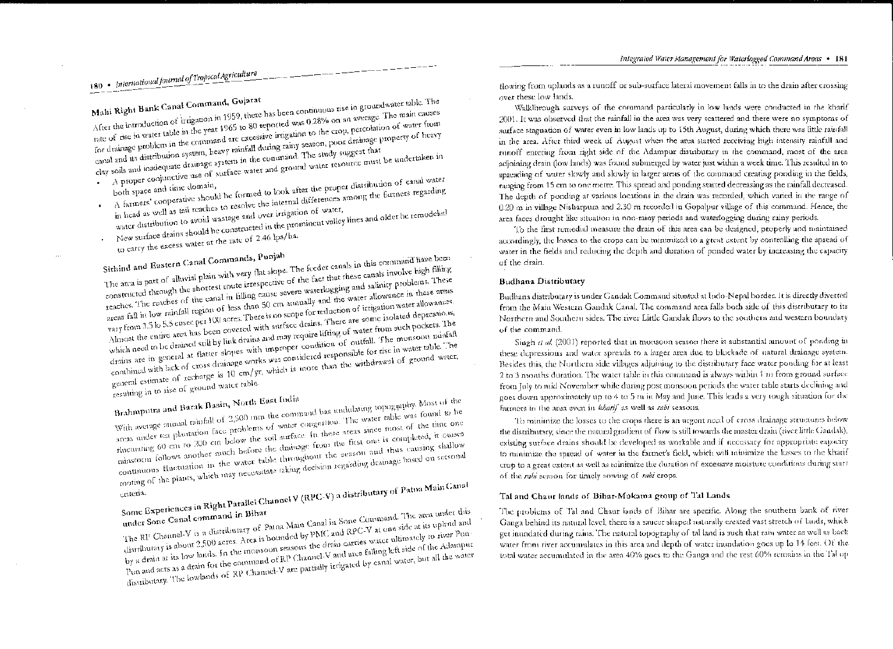### Mahi Right Bank Canal Command, Gujarat

After the introduction of irrigation in 1959, there has been continuous rise in groundwater table. The rate of rise in water table in the year 1965 to 80 reported was 0.28% on an average. The main causes for drainage problem in the command are excessive irrigation to the crop, percolation of water from canal and its distribution system, heavy rainfall during rainy season, poor drainage property of heavy clay soils and inadequate drainage system in the command. The study suggest that

- A proper conjunctive use of surface water and ground water resource must be undertaken in both space and time domain,
- A farmers' cooperative should be formed to look after the proper distribution of canal water in head as well as tail reaches to resolve the internal differences among the farmers regarding water distribution to avoid wastage and over irrigation of water,
- New surface drains should be constructed in the prominent valley lines and older be remodeled to carry the excess water at the rate of 2.46 lps/ha.

### Sirhind and Eastern Canal Commands, Punjab

The area is part of alluvial plain with very flat slope. The feeder canals in this command have been constructed through the shortest route irrespective of the fact that these canals involve high filling reaches. The reaches of the canal in filling cause severe waterlogging and salinity problems. These areas fall in low rainfall region of less than 50 cm annually and the water allowance in these areas vary from 3.5 to 5.5 cusec per 100 acres. There is no scope for reduction of irrigation water allowances. Almost the entire area has been covered with surface drains. There are some isolated depressions, which need to be drained still by link drains and may require lifting of water from such pockets. The drains are in general at flatter slopes with improper condition of outfall. The monsoon rainfall combined with lack of cross drainage works was considered responsible for rise in water table. The general estimate of recharge is 10 cm/yr, which is more than the withdrawal of ground water, resulting in to rise of ground water table.

### Brahmputra and Barak Basin, North East India

With average annual rainfall of 2,500 mm the command has undulating topography. Most of the areas under tea plantation face problems of water congestion. The water table was found to be fluctuating 60 cm to 200 cm below the soil surface. In these areas since most of the time one rainstorm follows another much before the drainage from the first one is completed, it causes continuous fluctuation in the water table throughout the season and thus causing shallow rooting of the plants, which may necessitate taking decision regarding drainage based on seasonal criteria.

### Some Experiences in Right Parallel Channel V (RPC-V) a distributary of Patna Main Canal under Sone Canal command in Bihar

The RP Channel-V is a distributary of Patna Main Canal in Sone Command. The area under this distributary is about 2,500 acres. Area is bounded by PMC and RPC-V at one side at its upland and by a drain at its low lands. In the monsoon seasons the drain carries water ultimately to river Pun Pun and acts as a drain for the command of RP Channel-V and area falling left side of the Adampur distributary. The lowlands of RP Channel-V are partially irrigated by canal water, but all the water flowing from uplands as a runoff or sub-surface lateral movement falls in to the drain after crossing over these low lands.

Walkthrough surveys of the command particularly in low lands were conducted in the kharif 2001. It was observed that the rainfall in the area was very scattered and there were no symptoms of surface stagnation of water even in low lands up to 15th August, during which there was little rainfall in the area. After third week of August when the area started receiving high intensity rainfall and runoff entering from right side of the Adampur distributary in the command, most of the area adjoining drain (low lands) was found submerged by water just within a week time. This resulted in to spreading of water slowly and slowly in larger areas of the command creating ponding in the fields, ranging from 15 cm to one metre. This spread and ponding started decreasing as the rainfall decreased. The depth of ponding at various locations in the drain was recorded, which varied in the range of 0.20 m in village Nisharpura and 2.30 m recorded in Gopalpur village of this command. Hence, the area faces drought like situation in non-rainy periods and waterlogging during rainy periods.

To the first remedial measure the drain of this area can be designed, properly and maintained accordingly, the losses to the crops can be minimized to a great extent by controlling the spread of water in the fields and reducing the depth and duration of ponded water by increasing the capacity of the drain.

### Budhana Distributary

Budhana distributary is under Gandak Command situated at Indo-Nepal border. It is directly diverted from the Main Western Gandak Canal. The command area falls both side of this distributary to its Northern and Southern sides. The river Little Gandak flows to the southern and western boundary of the command.

Singh *et al.* (2001) reported that in monsoon season there is substantial amount of ponding in these depressions and water spreads to a larger area due to blockade of natural drainage system. Besides this, the Northern side villages adjoining to the distributary face water ponding for at least 2 to 3 months duration. The water table in this command is always within 1 m from ground surface from July to mid November while during post monsoon periods the water table starts declining and goes down approximately up to 4 to 5 m in May and June. This leads a very tough situation for the farmers in the area even in *kharif* as well as *rabi* seasons.

To minimize the losses to the crops there is an urgent need of cross drainage structures below the distributary, since the natural gradient of flow is still towards the master drain (river little Gandak), existing surface drains should be developed as workable and if necessary for appropriate capacity to minimize the spread of water in the farmer's field, which will minimize the losses to the kharif crop to a great extent as well as minimize the duration of excessive moisture conditions during start of the *rabi* season for timely sowing of *rabi* crops.

### Tal and Chaur lands of Bihar-Mokama group of Tal Lands

The problems of Tal and Chaur lands of Bihar are specific. Along the southern bank of river Ganga behind its natural level, there is a saucer shaped naturally created vast stretch of lands, which get inundated during rains. The natural topography of tal land is such that rain water as well as back water from river accumulates in this area and depth of water inundation goes up to 14 feet. Of the total water accumulated in the area 40% goes to the Ganga and the rest 60% remains in the Tal up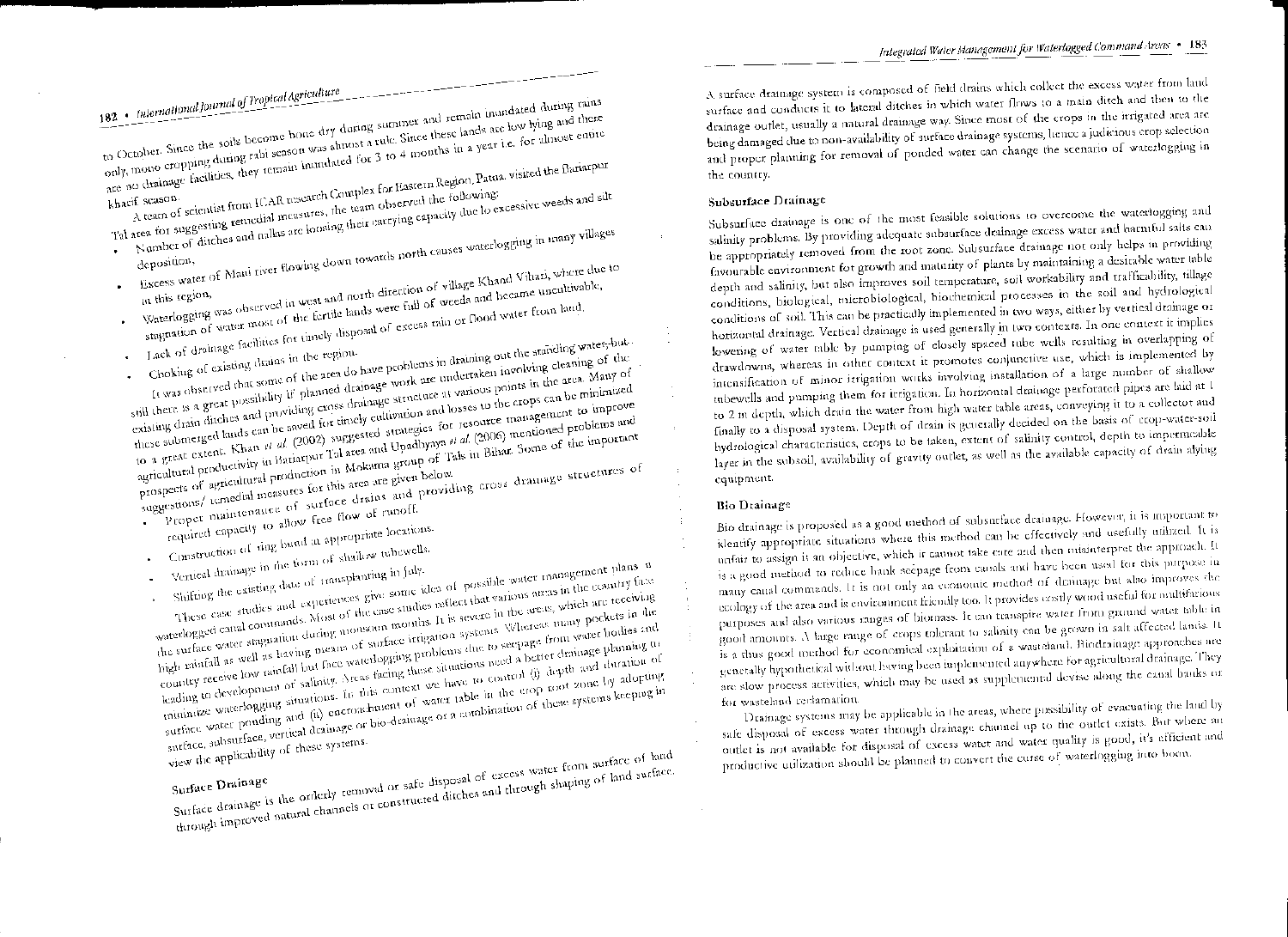to October. Since the soils become bone dry during summer and remain inundated during rains only, mono cropping during rabi season was almost a rule. Since these lands are low lying and there are no drainage facilities, they remain inundated for 3 to 4 months in a year i.e. for almost entire kharif season.

A team of scientist from ICAR research Complex for Eastern Region, Patna, visited the Bariarpur Tal area for suggesting remedial measures, the team observed the following:

- Number of ditches and nallas are loosing their carrying capacity due to excessive weeds and silt deposition,
- Excess water of Man river flowing down towards north causes waterlogging in many villages in this region,
- Waterlogging was observed in west and north direction of village Khand Vihari, where due to stagnation of water most of the fertile lands were full of weeds and became uncultivable,
- Lack of drainage facilities for timely disposal of excess rain or flood water from land.
- Choking of existing drains in the region.

It was observed that some of the area do have problems in draining out the standing water, but still there is a great possibility if planned drainage work are undertaken involving cleaning of the existing drain ditches and providing cross drainage structure at various points in the area. Many of these submerged lands can be saved for timely cultivation and losses to the crops can be minimized to a great extent. Khan *et al.* (2002) suggested strategies for resource management to improve agricultural productivity in Bariarpur Tal area and Upadhyaya *et al.* (2006) mentioned problems and prospects of agricultural production in Mokama group of Tals in Bihar. Some of the important suggestions/ remedial measures for this area are given below.

- Proper maintenance of surface drains and providing cross drainage structures of required capacity to allow free flow of runoff.
- Construction of ring bund at appropriate locations.
- Vertical drainage in the form of shallow tubewells.
- Shifting the existing date of transplanting in July.

These case studies and experiences give some idea of possible water management plans in waterlogged canal commands. Most of the case studies reflect that various areas in the country face the surface water stagnation during monsoon months. It is severe in the areas, which are receiving high rainfall as well as having means of surface irrigation systems. Whereas many pockets in the country receive low rainfall but face waterlogging problems due to seepage from water bodies and leading to development of salinity. Areas facing these situations need a better drainage planning to minimize waterlogging situations. In this context we have to control (i) depth and duration of surface water ponding and (ii) encroachment of water table in the crop root zone by adopting surface, subsurface, vertical drainage or bio-drainage or a combination of these systems keeping in view the applicability of these systems.

## Surface Drainage

Surface drainage is the orderly removal or safe disposal of excess water from surface of land through improved natural channels or constructed ditches and through shaping of land surface. A surface drainage system is composed of field drains which collect the excess water from land surface and conducts it to lateral ditches in which water flows to a main ditch and then to the drainage outlet, usually a natural drainage way. Since most of the crops in the irrigated area are being damaged due to non-availability of surface drainage systems, hence a judicious crop selection and proper planning for removal of ponded water can change the scenario of waterlogging in the country.

## Subsurface Drainage

Subsurface drainage is one of the most feasible solutions to overcome the waterlogging and salinity problems. By providing adequate subsurface drainage excess water and harmful salts can be appropriately removed from the root zone. Subsurface drainage not only helps in providing favourable environment for growth and maturity of plants by maintaining a desirable water table depth and salinity, but also improves soil temperature, soil workability and trafficability, tillage conditions, biological, microbiological, biochemical processes in the soil and hydrological conditions of soil. This can be practically implemented in two ways, either by vertical drainage or horizontal drainage. Vertical drainage is used generally in two contexts. In one context it implies lowering of water table by pumping of closely spaced tube wells resulting in overlapping of drawdowns, whereas in other context it promotes conjunctive use, which is implemented by intensification of minor irrigation works involving installation of a large number of shallow tubewells and pumping them for irrigation. In horizontal drainage perforated pipes are laid at 1 to 2 m depth, which drain the water from high water table areas, conveying it to a collector and finally to a disposal system. Depth of drain is generally decided on the basis of crop-water-soil hydrological characteristics, crops to be taken, extent of salinity control, depth to impermeable layer in the subsoil, availability of gravity outlet, as well as the available capacity of drain alying equipment.

## Bio Drainage

Bio drainage is proposed as a good method of subsurface drainage. However, it is important to identify appropriate situations where this method can be effectively and usefully utilized. It is unfair to assign it an objective, which it cannot take care and then misinterpret the approach. It is a good method to reduce bank seepage from canals and have been used for this purpose in many canal commands. It is not only an economic method of drainage but also improves the ecology of the area and is environment friendly too. It provides costly wood useful for multifarious purposes and also various ranges of biomass. It can transpire water from ground water table in good amounts. A large range of crops tolerant to salinity can be grown in salt affected lands. It is thus good method for economical exploitation of a wasteland. Biodrainage approaches are generally hypothetical without having been implemented anywhere for agricultural drainage. They are slow process activities, which may be used as supplemental devise along the canal banks or for wasteland reclamation.

Drainage systems may be applicable in the areas, where possibility of evacuating the land by safe disposal of excess water through drainage channel up to the outlet exists. But where an outlet is not available for disposal of excess water and water quality is good, it's efficient and productive utilization should be planned to convert the curse of waterlogging into boon.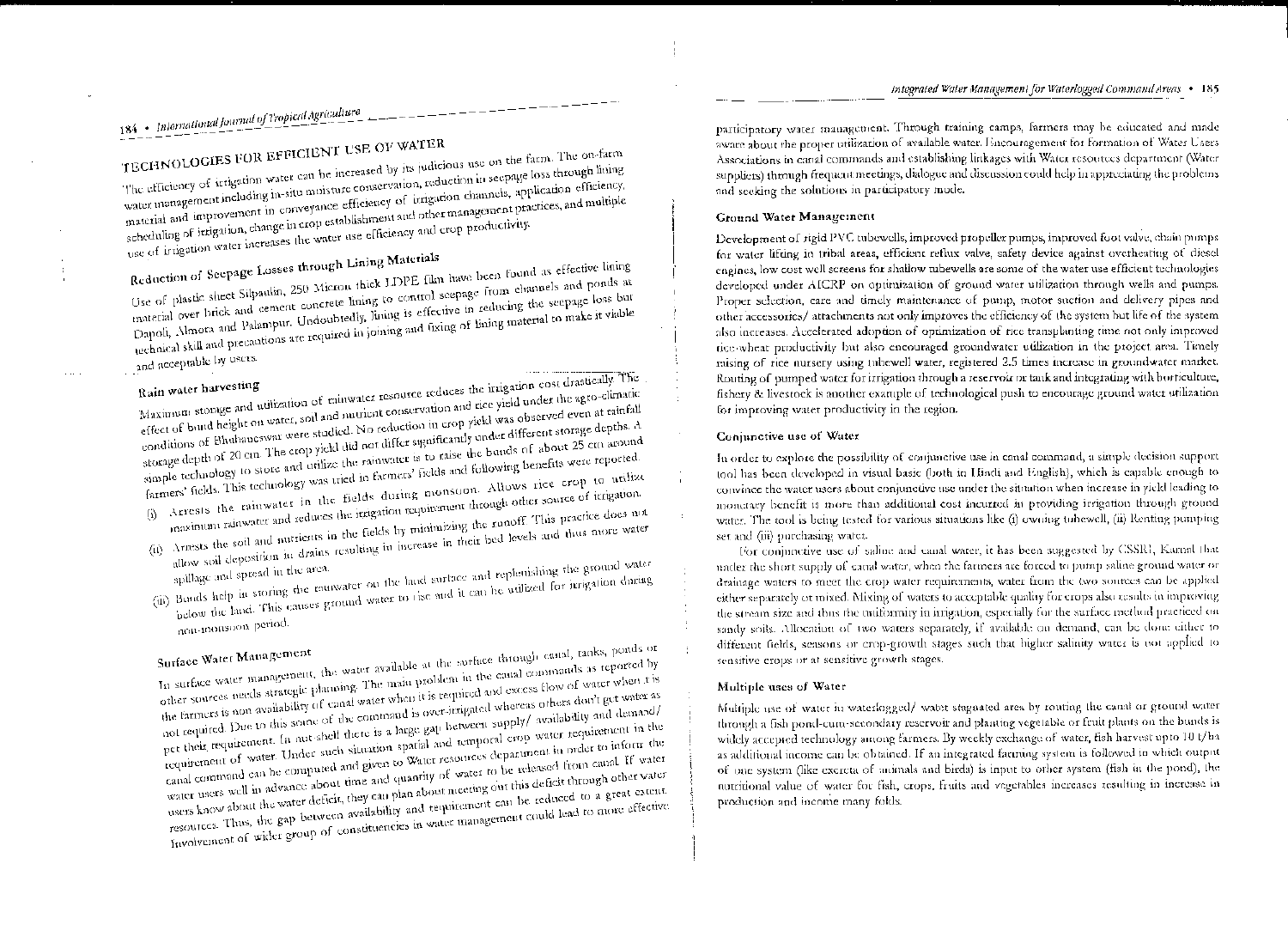## TECHNOLOGIES FOR EFFICIENT USE OF WATER

The efficiency of irrigation water can be increased by its judicious use on the farm. The on-farm water management including in-situ moisture conservation, reduction in seepage loss through lining material and improvement in conveyance efficiency of irrigation channels, application efficiency, scheduling of irrigation, change in crop establishment and other management practices, and multiple use of irrigation water increases the water use efficiency and crop productivity.

### Reduction of Seepage Losses through Lining Materials

Use of plastic sheet Silpaulin, 250 Micron thick LDPE film have been found as effective lining material over brick and cement concrete lining to control seepage from channels and ponds at Dapoli, Almora and Palampur. Undoubtedly, lining is effective in reducing the seepage loss but technical skill and precautions are required in joining and fixing of lining material to make it viable and acceptable by users.

### Rain water harvesting

Maximum storage and utilization of rainwater resource reduces the irrigation cost drastically. The effect of bund height on water, soil and nutrient conservation and rice yield under the agro-climatic conditions of Bhubaneswar were studied. No reduction in crop yield was observed even at rainfall storage depth of 20 cm. The crop yield did not differ significantly under different storage depths. A simple technology to store and utilize the rainwater is to raise the bunds of about 25 cm around farmers' fields. This technology was tried in farmers' fields and following benefits were reported.

(i) Arrests the rainwater in the fields during monsoon. Allows rice crop to utilize maximum rainwater and reduces the irrigation requirement through other source of irrigation.

(ii) Arrests the soil and nutrients in the fields by minimizing the runoff. This practice does not allow soil deposition in drains resulting in increase in their bed levels and thus more water spillage and spread in the area.

(iii) Bunds help in storing the rainwater on the land surface and replenishing the ground water below the land. This causes ground water to rise and it can be utilized for irrigation during non-monsoon period.

### Surface Water Management

In surface water management, the water available at the surface through canal, tanks, ponds or other sources needs strategic planning. The main problem in the canal commands as reported by the farmers is non availability of canal water when it is required and excess flow of water when it is not required. Due to this some of the command is over-irrigated whereas others don't get water as per their requirement. In nut-shell there is a large gap between supply/ availability and demand/ requirement of water. Under such situation spatial and temporal crop water requirement in the canal command can be computed and given to Water resources department in order to inform the water users well in advance about time and quantity of water to be released from canal. If water users know about the water deficit, they can plan about meeting out this deficit through other water resources. Thus, the gap between availability and requirement can be reduced to a great extent. Involvement of wider group of constituencies in water management could lead to more effective participatory water management. Through training camps, farmers may be educated and made aware about the proper utilization of available water. Encouragement for formation of Water Users Associations in canal commands and establishing linkages with Water resources department (Water suppliers) through frequent meetings, dialogue and discussion could help in appreciating the problems and seeking the solutions in participatory mode.

### Ground Water Management

Development of rigid PVC tubewells, improved propeller pumps, improved foot valve, chain pumps for water lifting in tribal areas, efficient reflux valve, safety device against overheating of diesel engines, low cost well screens for shallow tubewells are some of the water use efficient technologies developed under AICRP on optimization of ground water utilization through wells and pumps. Proper selection, care and timely maintenance of pump, motor suction and delivery pipes and other accessories/ attachments not only improves the efficiency of the system but life of the system also increases. Accelerated adoption of optimization of rice transplanting time not only improved rice-wheat productivity but also encouraged groundwater utilization in the project area. Timely raising of rice nursery using tubewell water, registered 2.5 times increase in groundwater market. Routing of pumped water for irrigation through a reservoir or tank and integrating with horticulture, fishery & livestock is another example of technological push to encourage ground water utilization for improving water productivity in the region.

### Conjunctive use of Water

In order to explore the possibility of conjunctive use in canal command, a simple decision support tool has been developed in visual basic (both in Hindi and English), which is capable enough to convince the water users about conjunctive use under the situation when increase in yield leading to monetary benefit is more than additional cost incurred in providing irrigation through ground water. The tool is being tested for various situations like (i) owning tubewell, (ii) Renting pumping set and (iii) purchasing water.

For conjunctive use of saline and canal water, it has been suggested by CSSRI, Karnal that under the short supply of canal water, when the farmers are forced to pump saline ground water or drainage waters to meet the crop water requirements, water from the two sources can be applied either separately or mixed. Mixing of waters to acceptable quality for crops also results in improving the stream size and thus the uniformity in irrigation, especially for the surface method practiced on sandy soils. Allocation of two waters separately, if available on demand, can be done either to different fields, seasons or crop-growth stages such that higher salinity water is not applied to sensitive crops or at sensitive growth stages.

### Multiple uses of Water

Multiple use of water in waterlogged/ water stagnated area by routing the canal or ground water through a fish pond-cum-secondary reservoir and planting vegetable or fruit plants on the bunds is widely accepted technology among farmers. By weekly exchange of water, fish harvest upto 10 t/ha as additional income can be obtained. If an integrated farming system is followed in which output of one system (like excreta of animals and birds) is input to other system (fish in the pond), the nutritional value of water for fish, crops, fruits and vegetables increases resulting in increase in production and income many folds.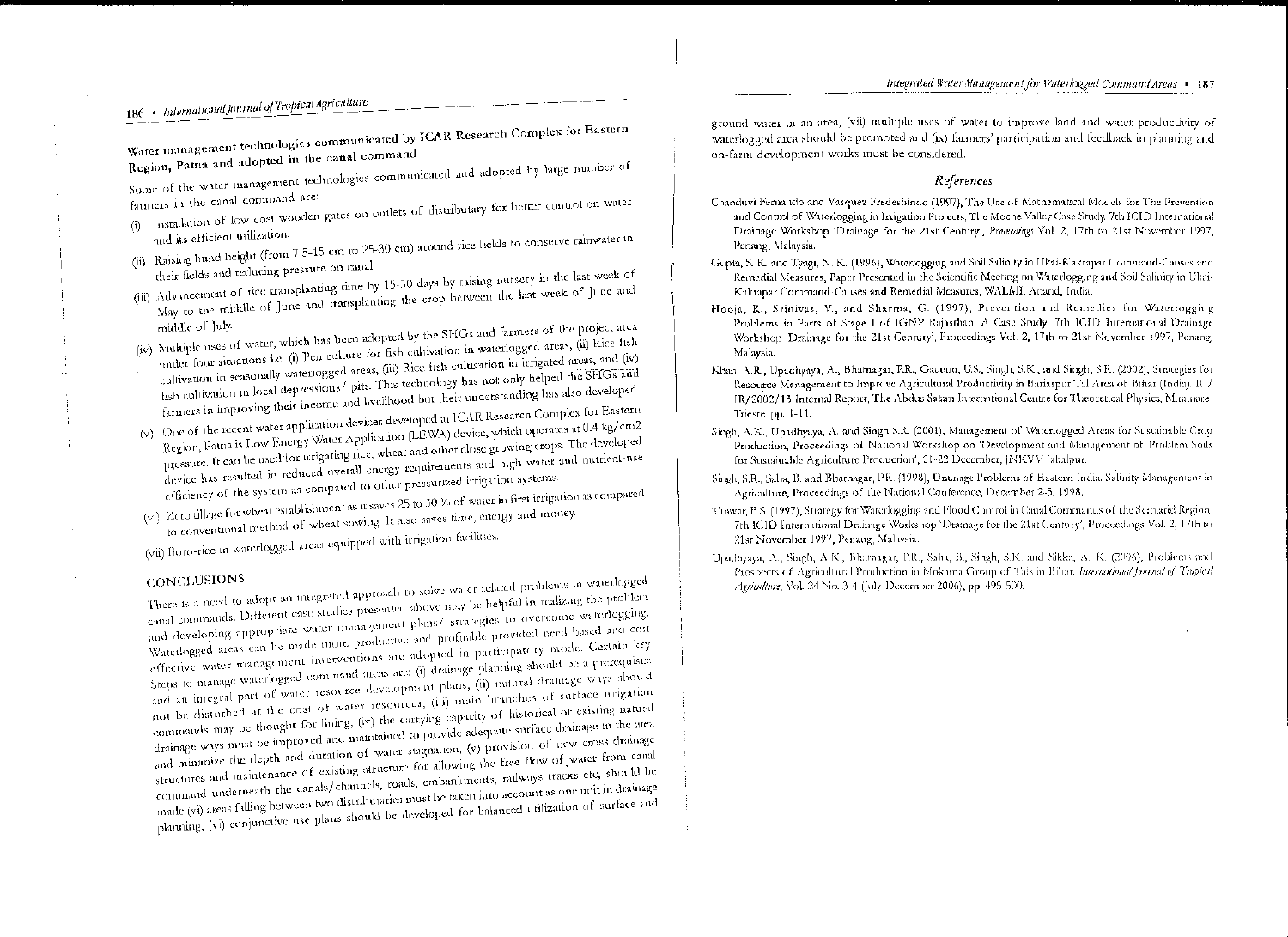## Water management technologies communicated by ICAR Research Complex for Eastern Region, Patna and adopted in the canal command

Some of the water management technologies communicated and adopted by large number of farmers in the canal command are:

(i) Installation of low cost wooden gates on outlets of distributary for better control on water and its efficient utilization.

(ii) Raising bund height (from 7.5-15 cm to 25-30 cm) around rice fields to conserve rainwater in their fields and reducing pressure on canal.

(iii) Advancement of rice transplanting time by 15-30 days by raising nursery in the last week of May to the middle of June and transplanting the crop between the last week of June and middle of July.

(iv) Multiple uses of water, which has been adopted by the SHGs and farmers of the project area under four situations i.e. (i) Pen culture for fish cultivation in waterlogged areas, (ii) Rice-fish cultivation in seasonally waterlogged areas, (iii) Rice-fish cultivation in irrigated areas, and (iv) fish cultivation in local depressions/ pits. This technology has not only helped the SHGs and farmers in improving their income and livelihood but their understanding has also developed.

(v) One of the recent water application devices developed at ICAR Research Complex for Eastern Region, Patna is Low Energy Water Application (LEWA) device, which operates at 0.4 kg/cm2 pressure. It can be used for irrigating rice, wheat and other close growing crops. The developed device has resulted in reduced overall energy requirements and high water and nutrient-use efficiency of the system as compared to other pressurized irrigation systems.

(vi) Zero tillage for wheat establishment as it saves 25 to 30 % of water in first irrigation as compared to conventional method of wheat sowing. It also saves time, energy and money.

(vii) Boro-rice in waterlogged areas equipped with irrigation facilities.

## CONCLUSIONS

There is a need to adopt an integrated approach to solve water related problems in waterlogged canal commands. Different case studies presented above may be helpful in realizing the problem and developing appropriate water management plans/ strategies to overcome waterlogging. Waterlogged areas can be made more productive and profitable provided need based and cost effective water management interventions are adopted in participatory mode. Certain key Steps to manage waterlogged command areas are: (i) drainage planning should be a prerequisite and an integral part of water resource development plans, (ii) natural drainage ways should not be disturbed at the cost of water resources, (iii) main branches of surface irrigation commands may be thought for lining, (iv) the carrying capacity of historical or existing natural drainage ways must be improved and maintained to provide adequate surface drainage in the area and minimize the depth and duration of water stagnation, (v) provision of new cross drainage structures and maintenance of existing structure for allowing the free flow of water from canal command underneath the canals/channels, roads, embankments, railways tracks etc, should be made (vi) areas falling between two distributaries must be taken into account as one unit in drainage planning, (vi) conjunctive use plans should be developed for balanced utilization of surface and ground water in an area, (vii) multiple uses of water to improve land and water productivity of waterlogged area should be promoted and (ix) farmers' participation and feedback in planning and on-farm development works must be considered.

### References

Chanduvi Fernando and Vasquez Fredesbindo (1997), The Use of Mathematical Models for The Prevention and Control of Waterlogging in Irrigation Projects, The Moche Valley Case Study. 7th ICID International Drainage Workshop 'Drainage for the 21st Century', *Proceedings* Vol. 2, 17th to 21st November 1997, Penang, Malaysia.

Gupta, S. K. and Tyagi, N. K. (1996), Waterlogging and Soil Salinity in Ukai-Kakrapar Command-Causes and Remedial Measures, Paper Presented in the Scientific Meeting on Waterlogging and Soil Salinity in Ukai-Kakrapar Command Causes and Remedial Measures, WALMI, Anand, India.

Hooja, R., Srinivas, V., and Sharma, G. (1997), Prevention and Remedies for Waterlogging Problems in Parts of Stage I of IGNP Rajasthan: A Case Study. 7th ICID International Drainage Workshop 'Drainage for the 21st Century', Proceedings Vol. 2, 17th to 21st November 1997, Penang, Malaysia.

Khan, A.R., Upadhyaya, A., Bhatnagar, P.R., Gautam, U.S., Singh, S.K., and Singh, S.R. (2002), Strategies for Resource Management to Improve Agricultural Productivity in Bariarpur Tal Area of Bihar (India). IC/IR/2002/13 internal Report, The Abdus Salam International Centre for Theoretical Physics, Miramare-Trieste. pp. 1-11.

Singh, A.K., Upadhyaya, A. and Singh S.R. (2001), Management of Waterlogged Areas for Sustainable Crop Production, Proceedings of National Workshop on 'Development and Management of Problem Soils for Sustainable Agriculture Production', 21-22 December, JNKVV Jabalpur.

Singh, S.R., Saha, B. and Bhatnagar, P.R. (1998), Drainage Problems of Eastern India. Salinity Management in Agriculture, Proceedings of the National Conference, December 2-5, 1998.

Tanwar, B.S. (1997), Strategy for Waterlogging and Flood Control in Canal Commands of the Semiarid Region. 7th ICID International Drainage Workshop 'Drainage for the 21st Century', Proceedings Vol. 2, 17th to 21st November 1997, Penang, Malaysia.

Upadhyaya, A., Singh, A.K., Bhatnagar, P.R., Saha, B., Singh, S.K. and Sikka, A. K. (2006), Problems and Prospects of Agricultural Production in Mokama Group of Tals in Bihar. *International Journal of Tropical Agriculture*, Vol. 24 No. 3-4 (July-December 2006), pp. 495-500.